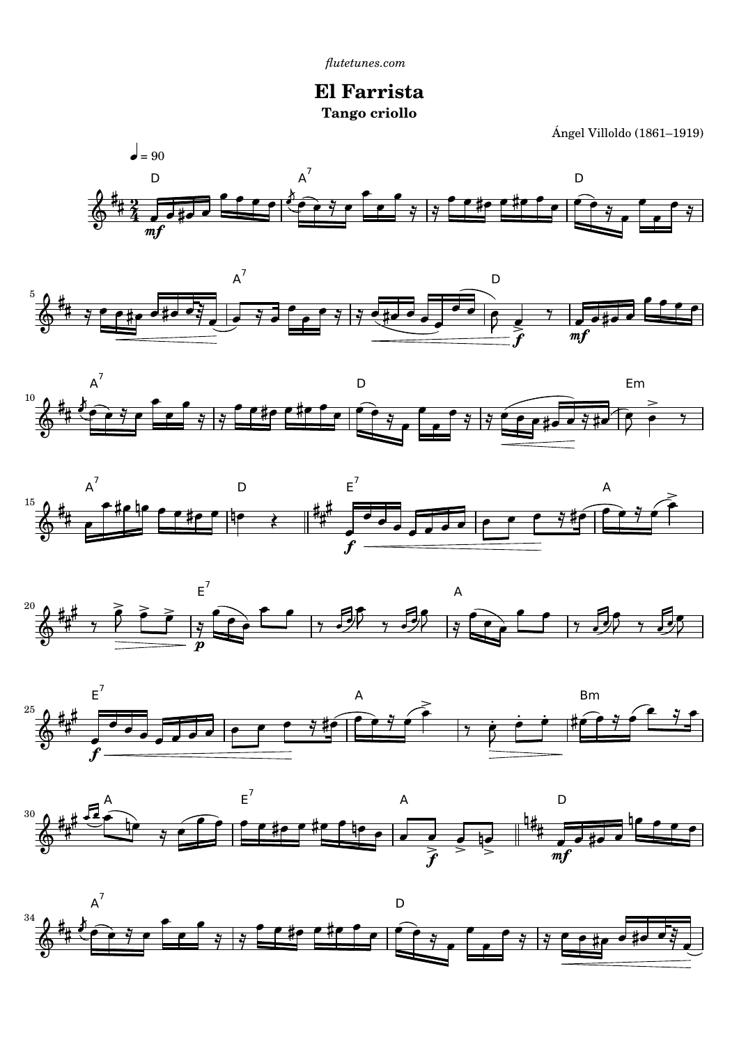flutetunes.com

# El Farrista

## Tango criollo

Ángel Villoldo (1861–1919)